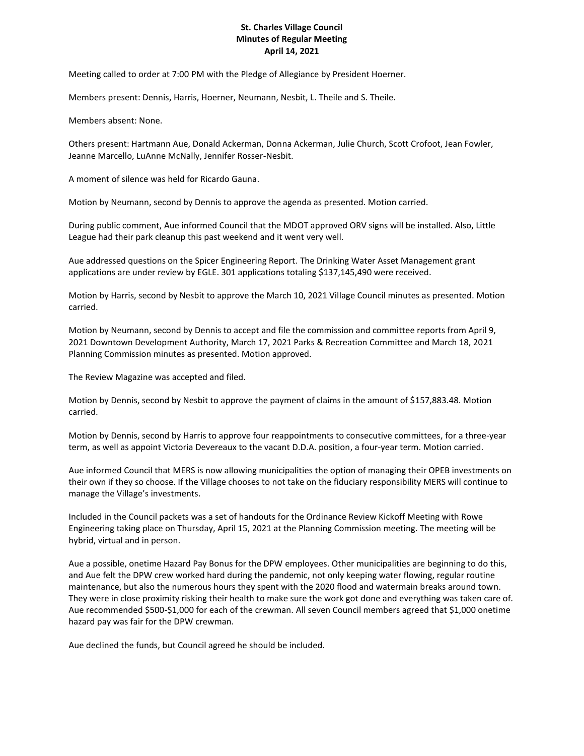**St. Charles Village Council**
**Minutes of Regular Meeting**
**April 14, 2021**

Meeting called to order at 7:00 PM with the Pledge of Allegiance by President Hoerner.

Members present: Dennis, Harris, Hoerner, Neumann, Nesbit, L. Theile and S. Theile.

Members absent: None.

Others present: Hartmann Aue, Donald Ackerman, Donna Ackerman, Julie Church, Scott Crofoot, Jean Fowler, Jeanne Marcello, LuAnne McNally, Jennifer Rosser-Nesbit.

A moment of silence was held for Ricardo Gauna.

Motion by Neumann, second by Dennis to approve the agenda as presented. Motion carried.

During public comment, Aue informed Council that the MDOT approved ORV signs will be installed. Also, Little League had their park cleanup this past weekend and it went very well.

Aue addressed questions on the Spicer Engineering Report. The Drinking Water Asset Management grant applications are under review by EGLE. 301 applications totaling $137,145,490 were received.

Motion by Harris, second by Nesbit to approve the March 10, 2021 Village Council minutes as presented. Motion carried.

Motion by Neumann, second by Dennis to accept and file the commission and committee reports from April 9, 2021 Downtown Development Authority, March 17, 2021 Parks & Recreation Committee and March 18, 2021 Planning Commission minutes as presented. Motion approved.

The Review Magazine was accepted and filed.

Motion by Dennis, second by Nesbit to approve the payment of claims in the amount of $157,883.48. Motion carried.

Motion by Dennis, second by Harris to approve four reappointments to consecutive committees, for a three-year term, as well as appoint Victoria Devereaux to the vacant D.D.A. position, a four-year term. Motion carried.

Aue informed Council that MERS is now allowing municipalities the option of managing their OPEB investments on their own if they so choose. If the Village chooses to not take on the fiduciary responsibility MERS will continue to manage the Village's investments.

Included in the Council packets was a set of handouts for the Ordinance Review Kickoff Meeting with Rowe Engineering taking place on Thursday, April 15, 2021 at the Planning Commission meeting. The meeting will be hybrid, virtual and in person.

Aue a possible, onetime Hazard Pay Bonus for the DPW employees. Other municipalities are beginning to do this, and Aue felt the DPW crew worked hard during the pandemic, not only keeping water flowing, regular routine maintenance, but also the numerous hours they spent with the 2020 flood and watermain breaks around town. They were in close proximity risking their health to make sure the work got done and everything was taken care of. Aue recommended $500-$1,000 for each of the crewman. All seven Council members agreed that $1,000 onetime hazard pay was fair for the DPW crewman.

Aue declined the funds, but Council agreed he should be included.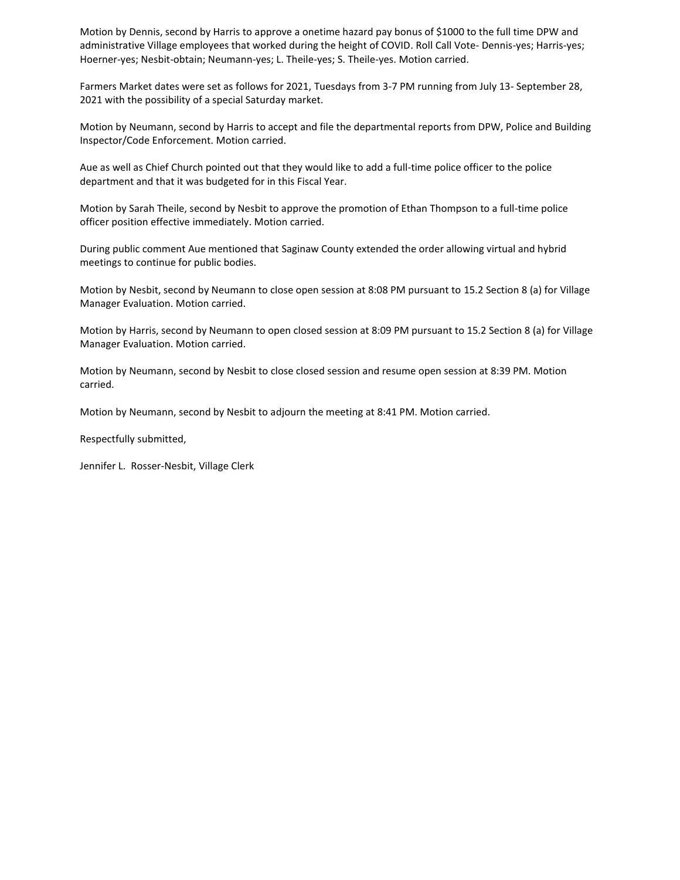Motion by Dennis, second by Harris to approve a onetime hazard pay bonus of $1000 to the full time DPW and administrative Village employees that worked during the height of COVID. Roll Call Vote- Dennis-yes; Harris-yes; Hoerner-yes; Nesbit-obtain; Neumann-yes; L. Theile-yes; S. Theile-yes. Motion carried.

Farmers Market dates were set as follows for 2021, Tuesdays from 3-7 PM running from July 13- September 28, 2021 with the possibility of a special Saturday market.

Motion by Neumann, second by Harris to accept and file the departmental reports from DPW, Police and Building Inspector/Code Enforcement. Motion carried.

Aue as well as Chief Church pointed out that they would like to add a full-time police officer to the police department and that it was budgeted for in this Fiscal Year.

Motion by Sarah Theile, second by Nesbit to approve the promotion of Ethan Thompson to a full-time police officer position effective immediately. Motion carried.

During public comment Aue mentioned that Saginaw County extended the order allowing virtual and hybrid meetings to continue for public bodies.

Motion by Nesbit, second by Neumann to close open session at 8:08 PM pursuant to 15.2 Section 8 (a) for Village Manager Evaluation. Motion carried.

Motion by Harris, second by Neumann to open closed session at 8:09 PM pursuant to 15.2 Section 8 (a) for Village Manager Evaluation. Motion carried.

Motion by Neumann, second by Nesbit to close closed session and resume open session at 8:39 PM. Motion carried.

Motion by Neumann, second by Nesbit to adjourn the meeting at 8:41 PM. Motion carried.

Respectfully submitted,

Jennifer L. Rosser-Nesbit, Village Clerk